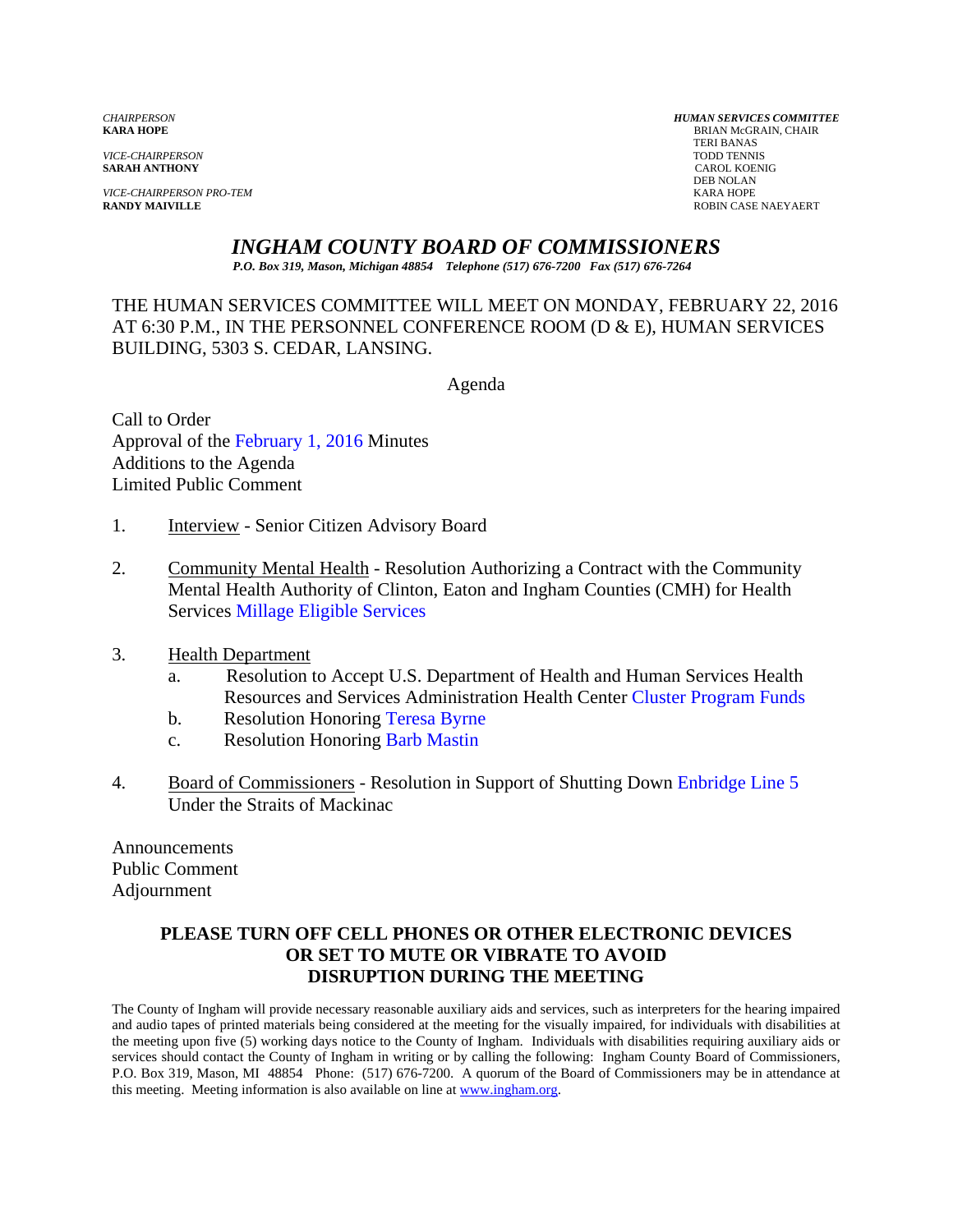*CHAIRPERSON*
**KARA HOPE**

*VICE-CHAIRPERSON*
**SARAH ANTHONY**

*VICE-CHAIRPERSON PRO-TEM*
**RANDY MAIVILLE**

***HUMAN SERVICES COMMITTEE***
BRIAN McGRAIN, CHAIR
TERI BANAS
TODD TENNIS
CAROL KOENIG
DEB NOLAN
KARA HOPE
ROBIN CASE NAEYAERT

# *INGHAM COUNTY BOARD OF COMMISSIONERS*

***P.O. Box 319, Mason, Michigan 48854 Telephone (517) 676-7200 Fax (517) 676-7264***

THE HUMAN SERVICES COMMITTEE WILL MEET ON MONDAY, FEBRUARY 22, 2016 AT 6:30 P.M., IN THE PERSONNEL CONFERENCE ROOM (D & E), HUMAN SERVICES BUILDING, 5303 S. CEDAR, LANSING.

Agenda

Call to Order
Approval of the February 1, 2016 Minutes
Additions to the Agenda
Limited Public Comment

1. Interview - Senior Citizen Advisory Board

2. Community Mental Health - Resolution Authorizing a Contract with the Community Mental Health Authority of Clinton, Eaton and Ingham Counties (CMH) for Health Services Millage Eligible Services

3. Health Department
   a. Resolution to Accept U.S. Department of Health and Human Services Health Resources and Services Administration Health Center Cluster Program Funds
   b. Resolution Honoring Teresa Byrne
   c. Resolution Honoring Barb Mastin

4. Board of Commissioners - Resolution in Support of Shutting Down Enbridge Line 5 Under the Straits of Mackinac

Announcements
Public Comment
Adjournment

**PLEASE TURN OFF CELL PHONES OR OTHER ELECTRONIC DEVICES OR SET TO MUTE OR VIBRATE TO AVOID DISRUPTION DURING THE MEETING**

The County of Ingham will provide necessary reasonable auxiliary aids and services, such as interpreters for the hearing impaired and audio tapes of printed materials being considered at the meeting for the visually impaired, for individuals with disabilities at the meeting upon five (5) working days notice to the County of Ingham. Individuals with disabilities requiring auxiliary aids or services should contact the County of Ingham in writing or by calling the following: Ingham County Board of Commissioners, P.O. Box 319, Mason, MI 48854 Phone: (517) 676-7200. A quorum of the Board of Commissioners may be in attendance at this meeting. Meeting information is also available on line at www.ingham.org.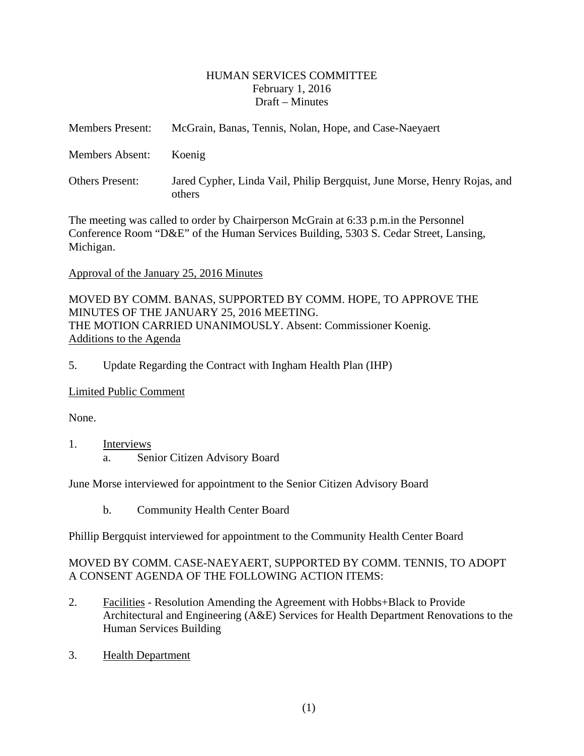HUMAN SERVICES COMMITTEE
February 1, 2016
Draft – Minutes

Members Present: McGrain, Banas, Tennis, Nolan, Hope, and Case-Naeyaert

Members Absent: Koenig

Others Present: Jared Cypher, Linda Vail, Philip Bergquist, June Morse, Henry Rojas, and others

The meeting was called to order by Chairperson McGrain at 6:33 p.m.in the Personnel Conference Room "D&E" of the Human Services Building, 5303 S. Cedar Street, Lansing, Michigan.

Approval of the January 25, 2016 Minutes

MOVED BY COMM. BANAS, SUPPORTED BY COMM. HOPE, TO APPROVE THE MINUTES OF THE JANUARY 25, 2016 MEETING.
THE MOTION CARRIED UNANIMOUSLY. Absent: Commissioner Koenig.

Additions to the Agenda

5. Update Regarding the Contract with Ingham Health Plan (IHP)

Limited Public Comment

None.

1. Interviews
   a. Senior Citizen Advisory Board

June Morse interviewed for appointment to the Senior Citizen Advisory Board

   b. Community Health Center Board

Phillip Bergquist interviewed for appointment to the Community Health Center Board

MOVED BY COMM. CASE-NAEYAERT, SUPPORTED BY COMM. TENNIS, TO ADOPT A CONSENT AGENDA OF THE FOLLOWING ACTION ITEMS:

2. Facilities - Resolution Amending the Agreement with Hobbs+Black to Provide Architectural and Engineering (A&E) Services for Health Department Renovations to the Human Services Building

3. Health Department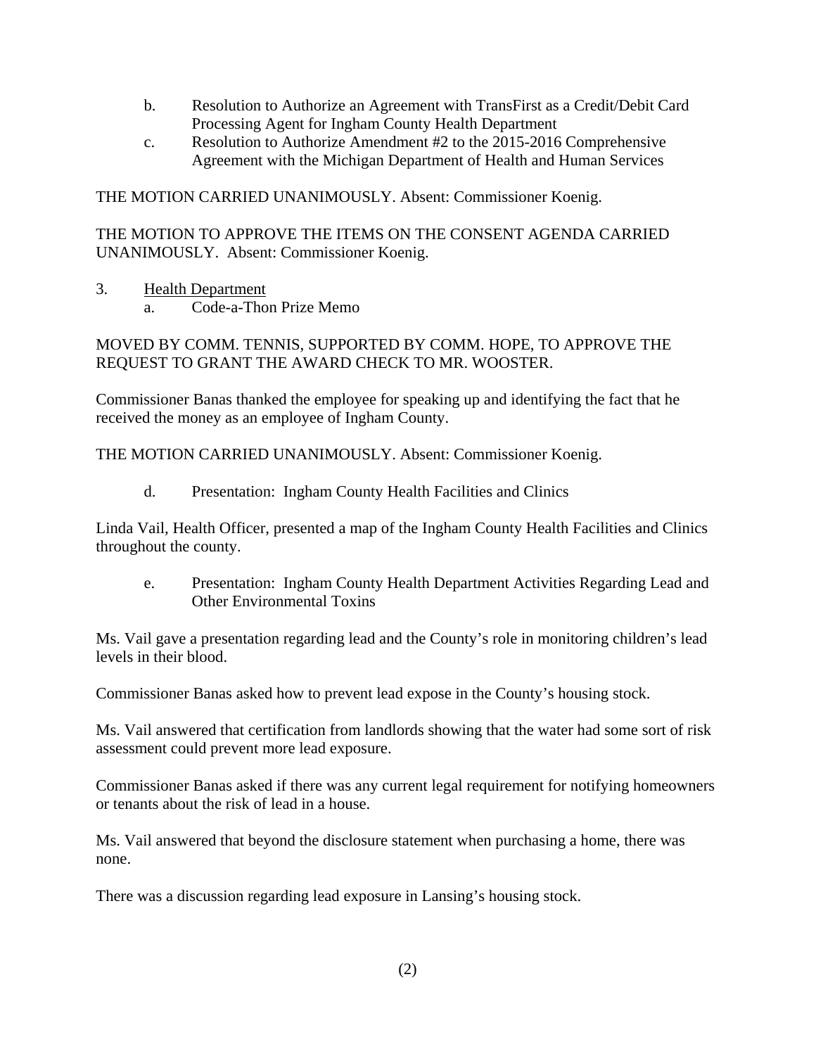b. Resolution to Authorize an Agreement with TransFirst as a Credit/Debit Card Processing Agent for Ingham County Health Department

c. Resolution to Authorize Amendment #2 to the 2015-2016 Comprehensive Agreement with the Michigan Department of Health and Human Services

THE MOTION CARRIED UNANIMOUSLY. Absent: Commissioner Koenig.

THE MOTION TO APPROVE THE ITEMS ON THE CONSENT AGENDA CARRIED UNANIMOUSLY. Absent: Commissioner Koenig.

3. Health Department

a. Code-a-Thon Prize Memo

MOVED BY COMM. TENNIS, SUPPORTED BY COMM. HOPE, TO APPROVE THE REQUEST TO GRANT THE AWARD CHECK TO MR. WOOSTER.

Commissioner Banas thanked the employee for speaking up and identifying the fact that he received the money as an employee of Ingham County.

THE MOTION CARRIED UNANIMOUSLY. Absent: Commissioner Koenig.

d. Presentation: Ingham County Health Facilities and Clinics

Linda Vail, Health Officer, presented a map of the Ingham County Health Facilities and Clinics throughout the county.

e. Presentation: Ingham County Health Department Activities Regarding Lead and Other Environmental Toxins

Ms. Vail gave a presentation regarding lead and the County's role in monitoring children's lead levels in their blood.

Commissioner Banas asked how to prevent lead expose in the County's housing stock.

Ms. Vail answered that certification from landlords showing that the water had some sort of risk assessment could prevent more lead exposure.

Commissioner Banas asked if there was any current legal requirement for notifying homeowners or tenants about the risk of lead in a house.

Ms. Vail answered that beyond the disclosure statement when purchasing a home, there was none.

There was a discussion regarding lead exposure in Lansing's housing stock.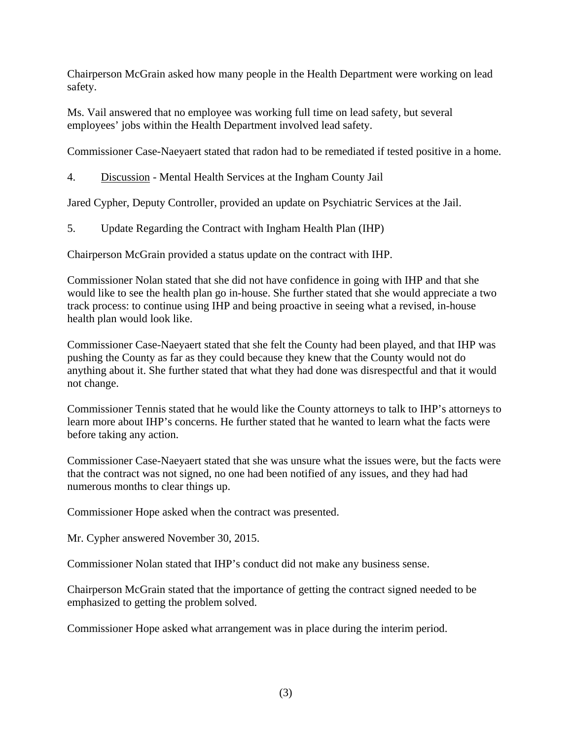Chairperson McGrain asked how many people in the Health Department were working on lead safety.

Ms. Vail answered that no employee was working full time on lead safety, but several employees' jobs within the Health Department involved lead safety.

Commissioner Case-Naeyaert stated that radon had to be remediated if tested positive in a home.

4. <u>Discussion</u> - Mental Health Services at the Ingham County Jail

Jared Cypher, Deputy Controller, provided an update on Psychiatric Services at the Jail.

5. Update Regarding the Contract with Ingham Health Plan (IHP)

Chairperson McGrain provided a status update on the contract with IHP.

Commissioner Nolan stated that she did not have confidence in going with IHP and that she would like to see the health plan go in-house. She further stated that she would appreciate a two track process: to continue using IHP and being proactive in seeing what a revised, in-house health plan would look like.

Commissioner Case-Naeyaert stated that she felt the County had been played, and that IHP was pushing the County as far as they could because they knew that the County would not do anything about it. She further stated that what they had done was disrespectful and that it would not change.

Commissioner Tennis stated that he would like the County attorneys to talk to IHP's attorneys to learn more about IHP's concerns. He further stated that he wanted to learn what the facts were before taking any action.

Commissioner Case-Naeyaert stated that she was unsure what the issues were, but the facts were that the contract was not signed, no one had been notified of any issues, and they had had numerous months to clear things up.

Commissioner Hope asked when the contract was presented.

Mr. Cypher answered November 30, 2015.

Commissioner Nolan stated that IHP's conduct did not make any business sense.

Chairperson McGrain stated that the importance of getting the contract signed needed to be emphasized to getting the problem solved.

Commissioner Hope asked what arrangement was in place during the interim period.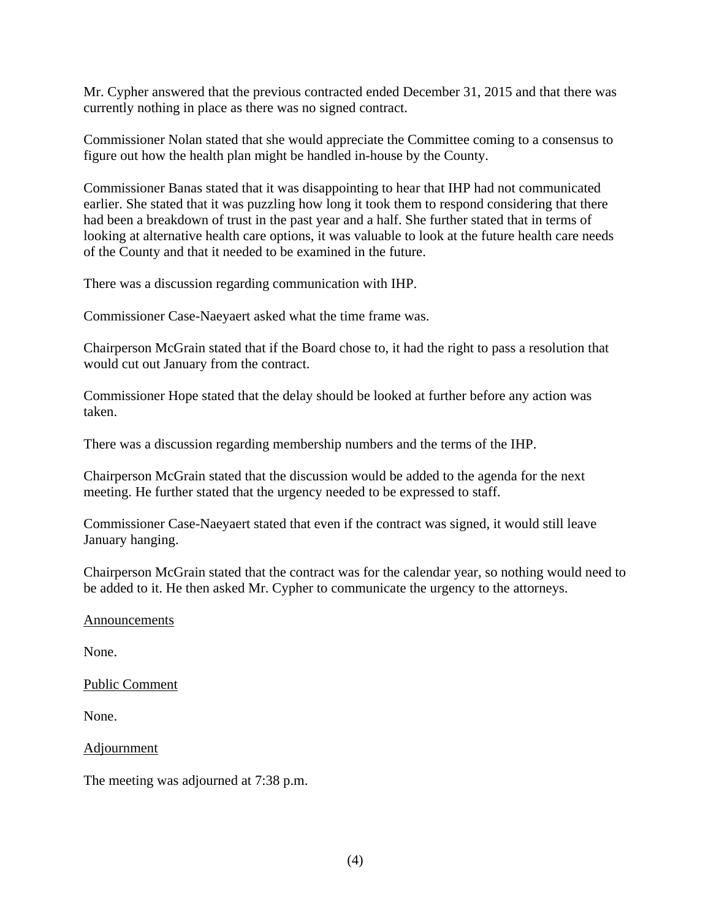Mr. Cypher answered that the previous contracted ended December 31, 2015 and that there was currently nothing in place as there was no signed contract.

Commissioner Nolan stated that she would appreciate the Committee coming to a consensus to figure out how the health plan might be handled in-house by the County.

Commissioner Banas stated that it was disappointing to hear that IHP had not communicated earlier. She stated that it was puzzling how long it took them to respond considering that there had been a breakdown of trust in the past year and a half. She further stated that in terms of looking at alternative health care options, it was valuable to look at the future health care needs of the County and that it needed to be examined in the future.

There was a discussion regarding communication with IHP.

Commissioner Case-Naeyaert asked what the time frame was.

Chairperson McGrain stated that if the Board chose to, it had the right to pass a resolution that would cut out January from the contract.

Commissioner Hope stated that the delay should be looked at further before any action was taken.

There was a discussion regarding membership numbers and the terms of the IHP.

Chairperson McGrain stated that the discussion would be added to the agenda for the next meeting. He further stated that the urgency needed to be expressed to staff.

Commissioner Case-Naeyaert stated that even if the contract was signed, it would still leave January hanging.

Chairperson McGrain stated that the contract was for the calendar year, so nothing would need to be added to it. He then asked Mr. Cypher to communicate the urgency to the attorneys.

Announcements

None.

Public Comment

None.

Adjournment

The meeting was adjourned at 7:38 p.m.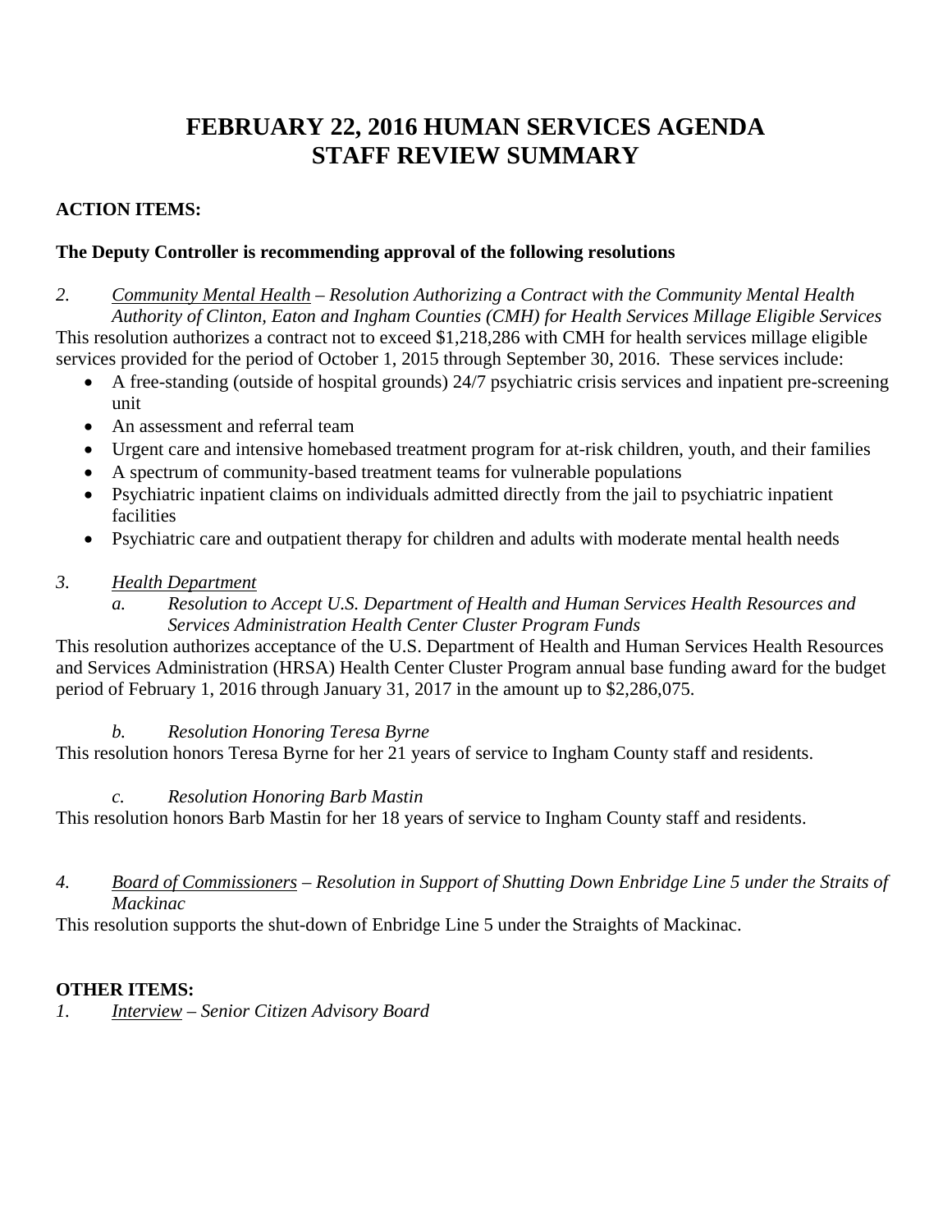# FEBRUARY 22, 2016 HUMAN SERVICES AGENDA
# STAFF REVIEW SUMMARY

**ACTION ITEMS:**

**The Deputy Controller is recommending approval of the following resolutions**

*2. <u>Community Mental Health</u> – Resolution Authorizing a Contract with the Community Mental Health Authority of Clinton, Eaton and Ingham Counties (CMH) for Health Services Millage Eligible Services*

This resolution authorizes a contract not to exceed $1,218,286 with CMH for health services millage eligible services provided for the period of October 1, 2015 through September 30, 2016. These services include:

- A free-standing (outside of hospital grounds) 24/7 psychiatric crisis services and inpatient pre-screening unit
- An assessment and referral team
- Urgent care and intensive homebased treatment program for at-risk children, youth, and their families
- A spectrum of community-based treatment teams for vulnerable populations
- Psychiatric inpatient claims on individuals admitted directly from the jail to psychiatric inpatient facilities
- Psychiatric care and outpatient therapy for children and adults with moderate mental health needs

*3. <u>Health Department</u>*

*a. Resolution to Accept U.S. Department of Health and Human Services Health Resources and Services Administration Health Center Cluster Program Funds*

This resolution authorizes acceptance of the U.S. Department of Health and Human Services Health Resources and Services Administration (HRSA) Health Center Cluster Program annual base funding award for the budget period of February 1, 2016 through January 31, 2017 in the amount up to $2,286,075.

*b. Resolution Honoring Teresa Byrne*

This resolution honors Teresa Byrne for her 21 years of service to Ingham County staff and residents.

*c. Resolution Honoring Barb Mastin*

This resolution honors Barb Mastin for her 18 years of service to Ingham County staff and residents.

*4. <u>Board of Commissioners</u> – Resolution in Support of Shutting Down Enbridge Line 5 under the Straits of Mackinac*

This resolution supports the shut-down of Enbridge Line 5 under the Straights of Mackinac.

**OTHER ITEMS:**

*1. <u>Interview</u> – Senior Citizen Advisory Board*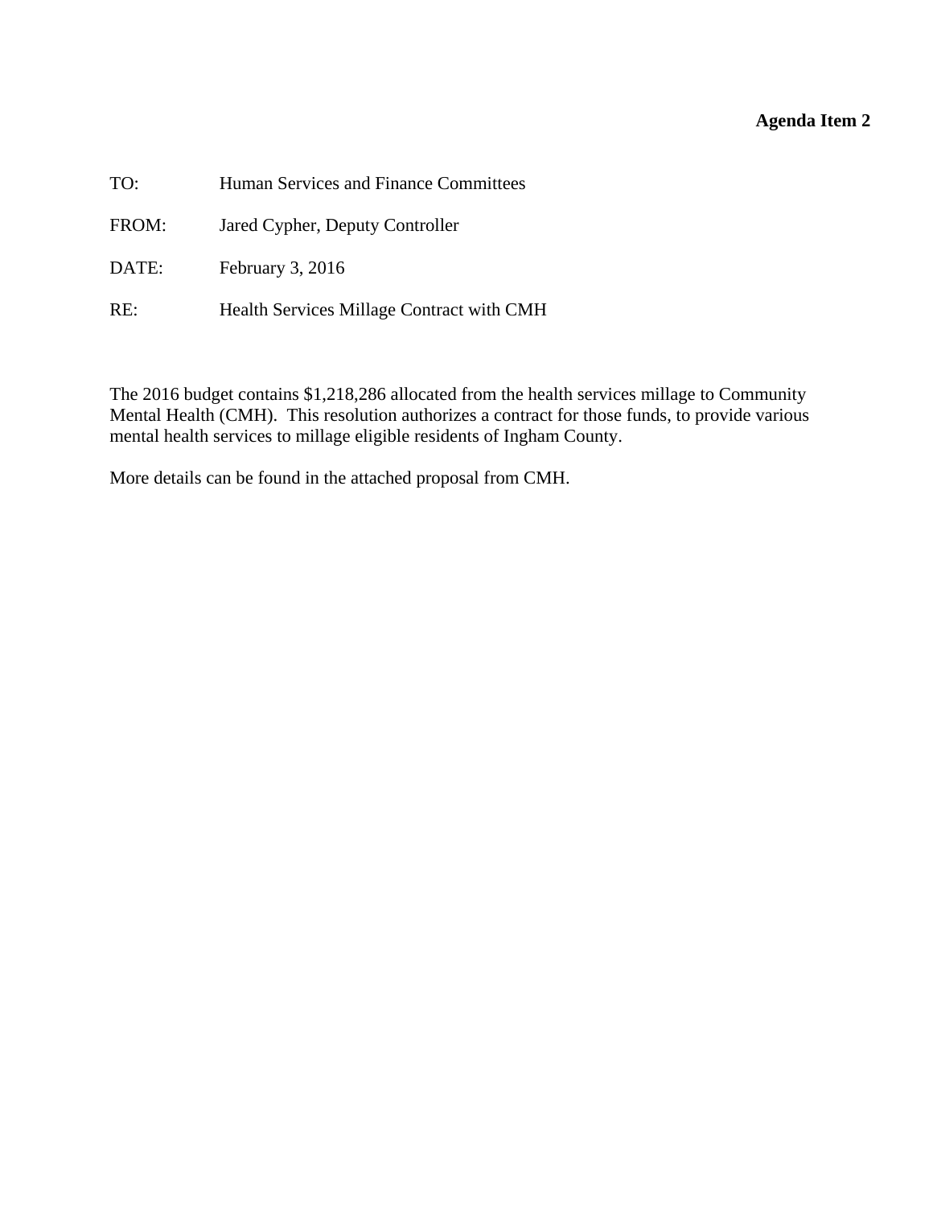**Agenda Item 2**

TO: Human Services and Finance Committees

FROM: Jared Cypher, Deputy Controller

DATE: February 3, 2016

RE: Health Services Millage Contract with CMH

The 2016 budget contains $1,218,286 allocated from the health services millage to Community Mental Health (CMH). This resolution authorizes a contract for those funds, to provide various mental health services to millage eligible residents of Ingham County.

More details can be found in the attached proposal from CMH.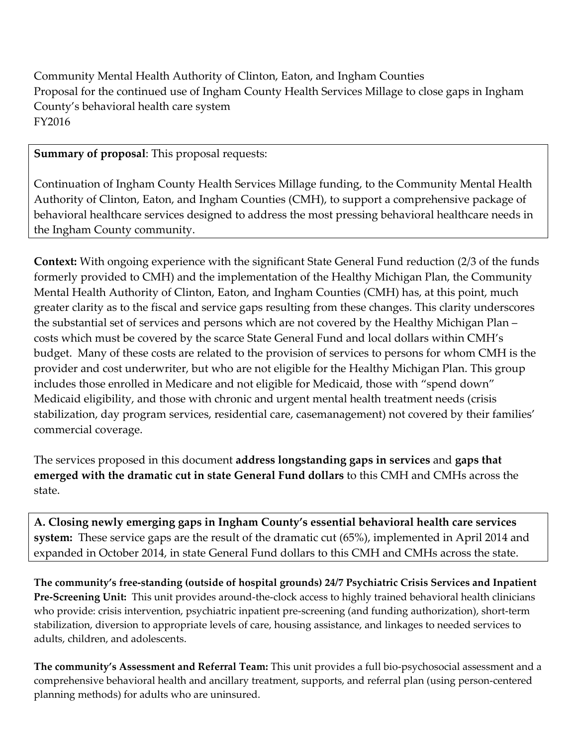Community Mental Health Authority of Clinton, Eaton, and Ingham Counties
Proposal for the continued use of Ingham County Health Services Millage to close gaps in Ingham County's behavioral health care system
FY2016

**Summary of proposal**: This proposal requests:

Continuation of Ingham County Health Services Millage funding, to the Community Mental Health Authority of Clinton, Eaton, and Ingham Counties (CMH), to support a comprehensive package of behavioral healthcare services designed to address the most pressing behavioral healthcare needs in the Ingham County community.

**Context:** With ongoing experience with the significant State General Fund reduction (2/3 of the funds formerly provided to CMH) and the implementation of the Healthy Michigan Plan, the Community Mental Health Authority of Clinton, Eaton, and Ingham Counties (CMH) has, at this point, much greater clarity as to the fiscal and service gaps resulting from these changes. This clarity underscores the substantial set of services and persons which are not covered by the Healthy Michigan Plan – costs which must be covered by the scarce State General Fund and local dollars within CMH's budget. Many of these costs are related to the provision of services to persons for whom CMH is the provider and cost underwriter, but who are not eligible for the Healthy Michigan Plan. This group includes those enrolled in Medicare and not eligible for Medicaid, those with "spend down" Medicaid eligibility, and those with chronic and urgent mental health treatment needs (crisis stabilization, day program services, residential care, casemanagement) not covered by their families' commercial coverage.

The services proposed in this document **address longstanding gaps in services** and **gaps that emerged with the dramatic cut in state General Fund dollars** to this CMH and CMHs across the state.

**A. Closing newly emerging gaps in Ingham County's essential behavioral health care services system:** These service gaps are the result of the dramatic cut (65%), implemented in April 2014 and expanded in October 2014, in state General Fund dollars to this CMH and CMHs across the state.

**The community's free-standing (outside of hospital grounds) 24/7 Psychiatric Crisis Services and Inpatient Pre-Screening Unit:** This unit provides around-the-clock access to highly trained behavioral health clinicians who provide: crisis intervention, psychiatric inpatient pre-screening (and funding authorization), short-term stabilization, diversion to appropriate levels of care, housing assistance, and linkages to needed services to adults, children, and adolescents.

**The community's Assessment and Referral Team:** This unit provides a full bio-psychosocial assessment and a comprehensive behavioral health and ancillary treatment, supports, and referral plan (using person-centered planning methods) for adults who are uninsured.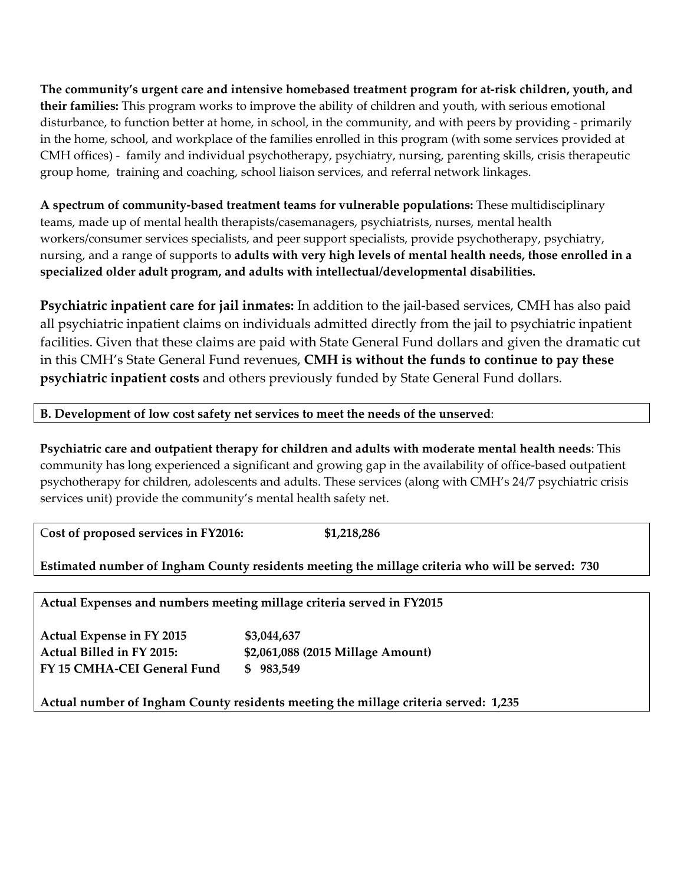**The community's urgent care and intensive homebased treatment program for at-risk children, youth, and their families:** This program works to improve the ability of children and youth, with serious emotional disturbance, to function better at home, in school, in the community, and with peers by providing - primarily in the home, school, and workplace of the families enrolled in this program (with some services provided at CMH offices) - family and individual psychotherapy, psychiatry, nursing, parenting skills, crisis therapeutic group home, training and coaching, school liaison services, and referral network linkages.

**A spectrum of community-based treatment teams for vulnerable populations:** These multidisciplinary teams, made up of mental health therapists/casemanagers, psychiatrists, nurses, mental health workers/consumer services specialists, and peer support specialists, provide psychotherapy, psychiatry, nursing, and a range of supports to **adults with very high levels of mental health needs, those enrolled in a specialized older adult program, and adults with intellectual/developmental disabilities.**

**Psychiatric inpatient care for jail inmates:** In addition to the jail-based services, CMH has also paid all psychiatric inpatient claims on individuals admitted directly from the jail to psychiatric inpatient facilities. Given that these claims are paid with State General Fund dollars and given the dramatic cut in this CMH's State General Fund revenues, **CMH is without the funds to continue to pay these psychiatric inpatient costs** and others previously funded by State General Fund dollars.

**B. Development of low cost safety net services to meet the needs of the unserved**:

**Psychiatric care and outpatient therapy for children and adults with moderate mental health needs**: This community has long experienced a significant and growing gap in the availability of office-based outpatient psychotherapy for children, adolescents and adults. These services (along with CMH's 24/7 psychiatric crisis services unit) provide the community's mental health safety net.

**Cost of proposed services in FY2016: $1,218,286**

**Estimated number of Ingham County residents meeting the millage criteria who will be served: 730**

**Actual Expenses and numbers meeting millage criteria served in FY2015**

**Actual Expense in FY 2015 $3,044,637**
**Actual Billed in FY 2015: $2,061,088 (2015 Millage Amount)**
**FY 15 CMHA-CEI General Fund $ 983,549**

**Actual number of Ingham County residents meeting the millage criteria served: 1,235**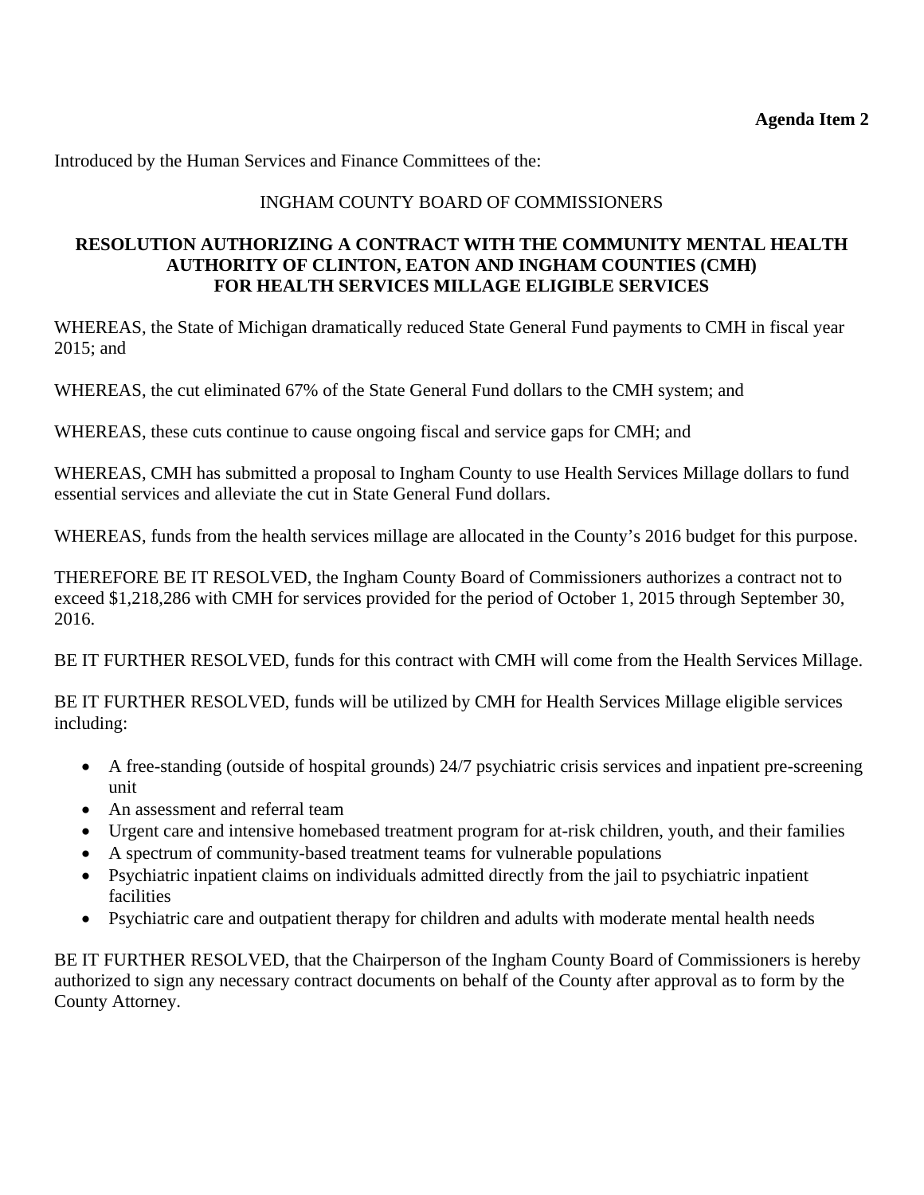**Agenda Item 2**

Introduced by the Human Services and Finance Committees of the:

INGHAM COUNTY BOARD OF COMMISSIONERS

**RESOLUTION AUTHORIZING A CONTRACT WITH THE COMMUNITY MENTAL HEALTH AUTHORITY OF CLINTON, EATON AND INGHAM COUNTIES (CMH) FOR HEALTH SERVICES MILLAGE ELIGIBLE SERVICES**

WHEREAS, the State of Michigan dramatically reduced State General Fund payments to CMH in fiscal year 2015; and

WHEREAS, the cut eliminated 67% of the State General Fund dollars to the CMH system; and

WHEREAS, these cuts continue to cause ongoing fiscal and service gaps for CMH; and

WHEREAS, CMH has submitted a proposal to Ingham County to use Health Services Millage dollars to fund essential services and alleviate the cut in State General Fund dollars.

WHEREAS, funds from the health services millage are allocated in the County's 2016 budget for this purpose.

THEREFORE BE IT RESOLVED, the Ingham County Board of Commissioners authorizes a contract not to exceed $1,218,286 with CMH for services provided for the period of October 1, 2015 through September 30, 2016.

BE IT FURTHER RESOLVED, funds for this contract with CMH will come from the Health Services Millage.

BE IT FURTHER RESOLVED, funds will be utilized by CMH for Health Services Millage eligible services including:

- A free-standing (outside of hospital grounds) 24/7 psychiatric crisis services and inpatient pre-screening unit
- An assessment and referral team
- Urgent care and intensive homebased treatment program for at-risk children, youth, and their families
- A spectrum of community-based treatment teams for vulnerable populations
- Psychiatric inpatient claims on individuals admitted directly from the jail to psychiatric inpatient facilities
- Psychiatric care and outpatient therapy for children and adults with moderate mental health needs

BE IT FURTHER RESOLVED, that the Chairperson of the Ingham County Board of Commissioners is hereby authorized to sign any necessary contract documents on behalf of the County after approval as to form by the County Attorney.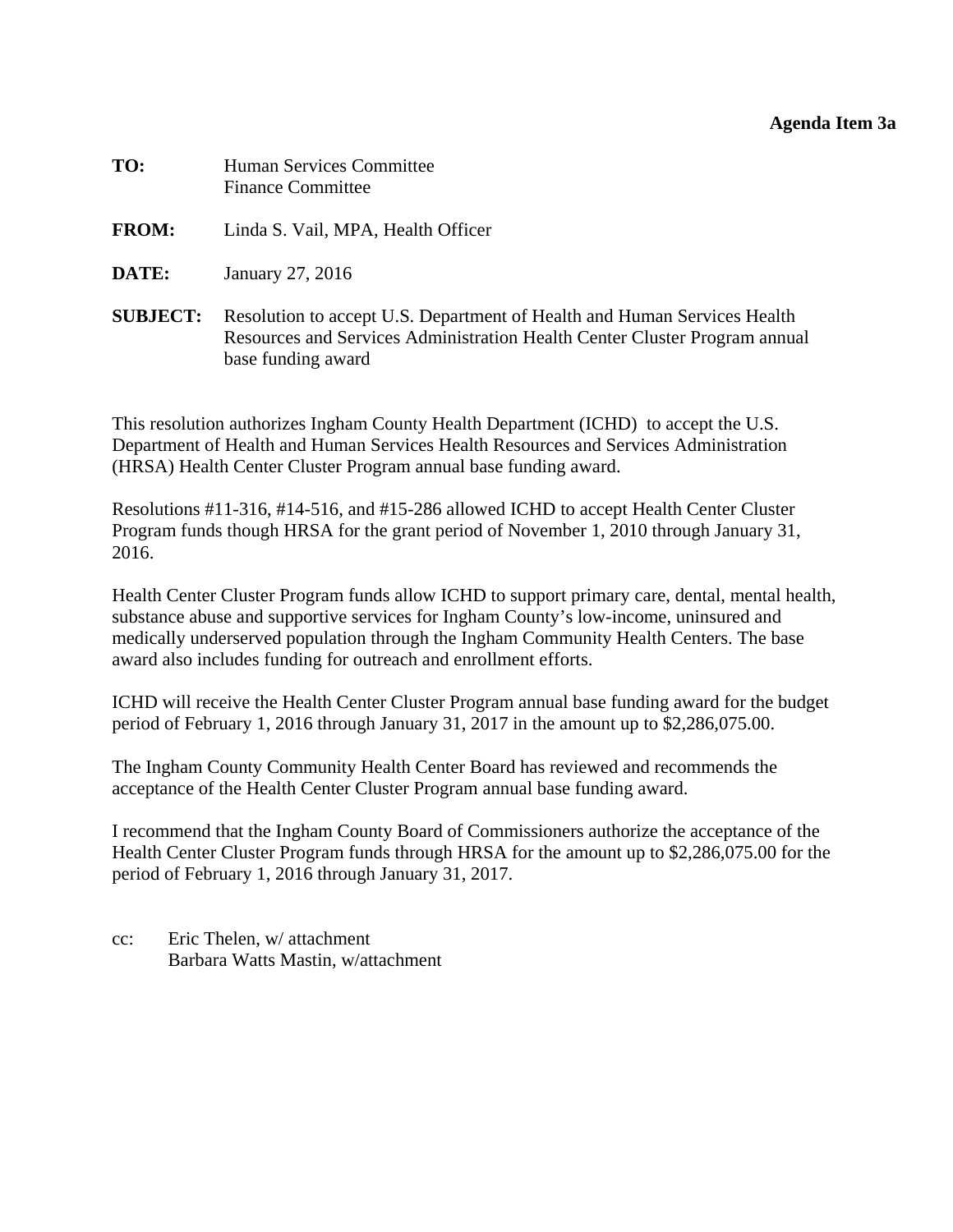**Agenda Item 3a**

**TO:** Human Services Committee
Finance Committee

**FROM:** Linda S. Vail, MPA, Health Officer

**DATE:** January 27, 2016

**SUBJECT:** Resolution to accept U.S. Department of Health and Human Services Health Resources and Services Administration Health Center Cluster Program annual base funding award

This resolution authorizes Ingham County Health Department (ICHD) to accept the U.S. Department of Health and Human Services Health Resources and Services Administration (HRSA) Health Center Cluster Program annual base funding award.

Resolutions #11-316, #14-516, and #15-286 allowed ICHD to accept Health Center Cluster Program funds though HRSA for the grant period of November 1, 2010 through January 31, 2016.

Health Center Cluster Program funds allow ICHD to support primary care, dental, mental health, substance abuse and supportive services for Ingham County's low-income, uninsured and medically underserved population through the Ingham Community Health Centers. The base award also includes funding for outreach and enrollment efforts.

ICHD will receive the Health Center Cluster Program annual base funding award for the budget period of February 1, 2016 through January 31, 2017 in the amount up to $2,286,075.00.

The Ingham County Community Health Center Board has reviewed and recommends the acceptance of the Health Center Cluster Program annual base funding award.

I recommend that the Ingham County Board of Commissioners authorize the acceptance of the Health Center Cluster Program funds through HRSA for the amount up to $2,286,075.00 for the period of February 1, 2016 through January 31, 2017.

cc: Eric Thelen, w/ attachment
Barbara Watts Mastin, w/attachment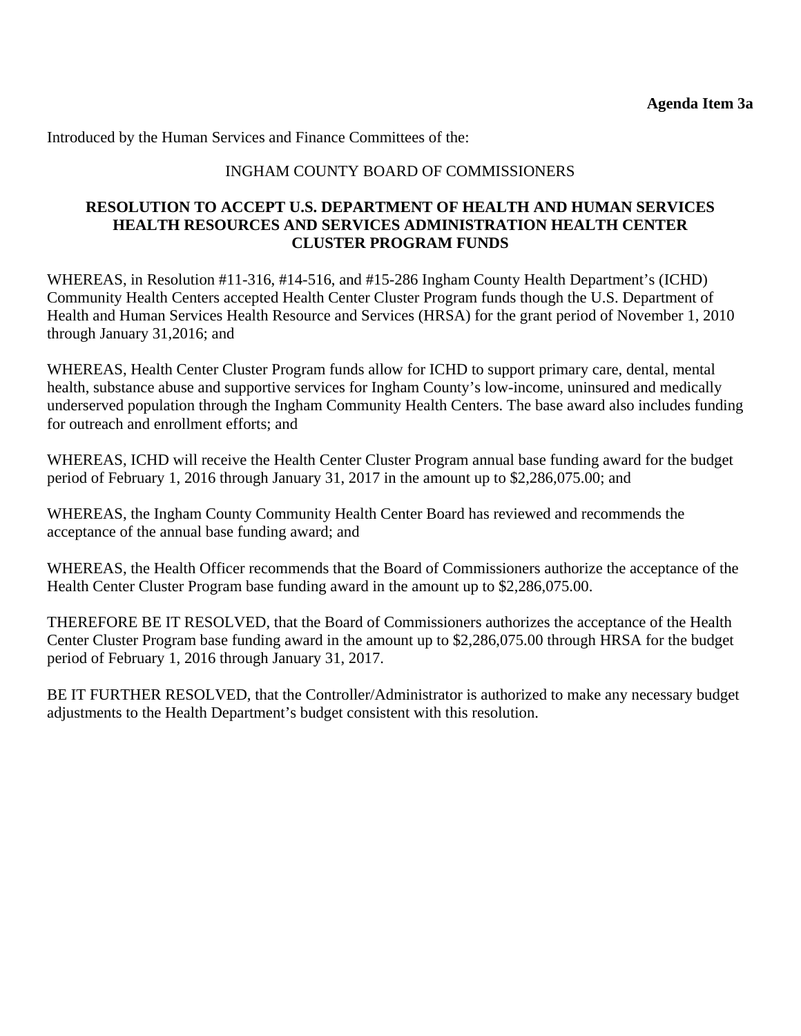**Agenda Item 3a**

Introduced by the Human Services and Finance Committees of the:

INGHAM COUNTY BOARD OF COMMISSIONERS

**RESOLUTION TO ACCEPT U.S. DEPARTMENT OF HEALTH AND HUMAN SERVICES HEALTH RESOURCES AND SERVICES ADMINISTRATION HEALTH CENTER CLUSTER PROGRAM FUNDS**

WHEREAS, in Resolution #11-316, #14-516, and #15-286 Ingham County Health Department's (ICHD) Community Health Centers accepted Health Center Cluster Program funds though the U.S. Department of Health and Human Services Health Resource and Services (HRSA) for the grant period of November 1, 2010 through January 31,2016; and

WHEREAS, Health Center Cluster Program funds allow for ICHD to support primary care, dental, mental health, substance abuse and supportive services for Ingham County's low-income, uninsured and medically underserved population through the Ingham Community Health Centers. The base award also includes funding for outreach and enrollment efforts; and

WHEREAS, ICHD will receive the Health Center Cluster Program annual base funding award for the budget period of February 1, 2016 through January 31, 2017 in the amount up to $2,286,075.00; and

WHEREAS, the Ingham County Community Health Center Board has reviewed and recommends the acceptance of the annual base funding award; and

WHEREAS, the Health Officer recommends that the Board of Commissioners authorize the acceptance of the Health Center Cluster Program base funding award in the amount up to $2,286,075.00.

THEREFORE BE IT RESOLVED, that the Board of Commissioners authorizes the acceptance of the Health Center Cluster Program base funding award in the amount up to $2,286,075.00 through HRSA for the budget period of February 1, 2016 through January 31, 2017.

BE IT FURTHER RESOLVED, that the Controller/Administrator is authorized to make any necessary budget adjustments to the Health Department's budget consistent with this resolution.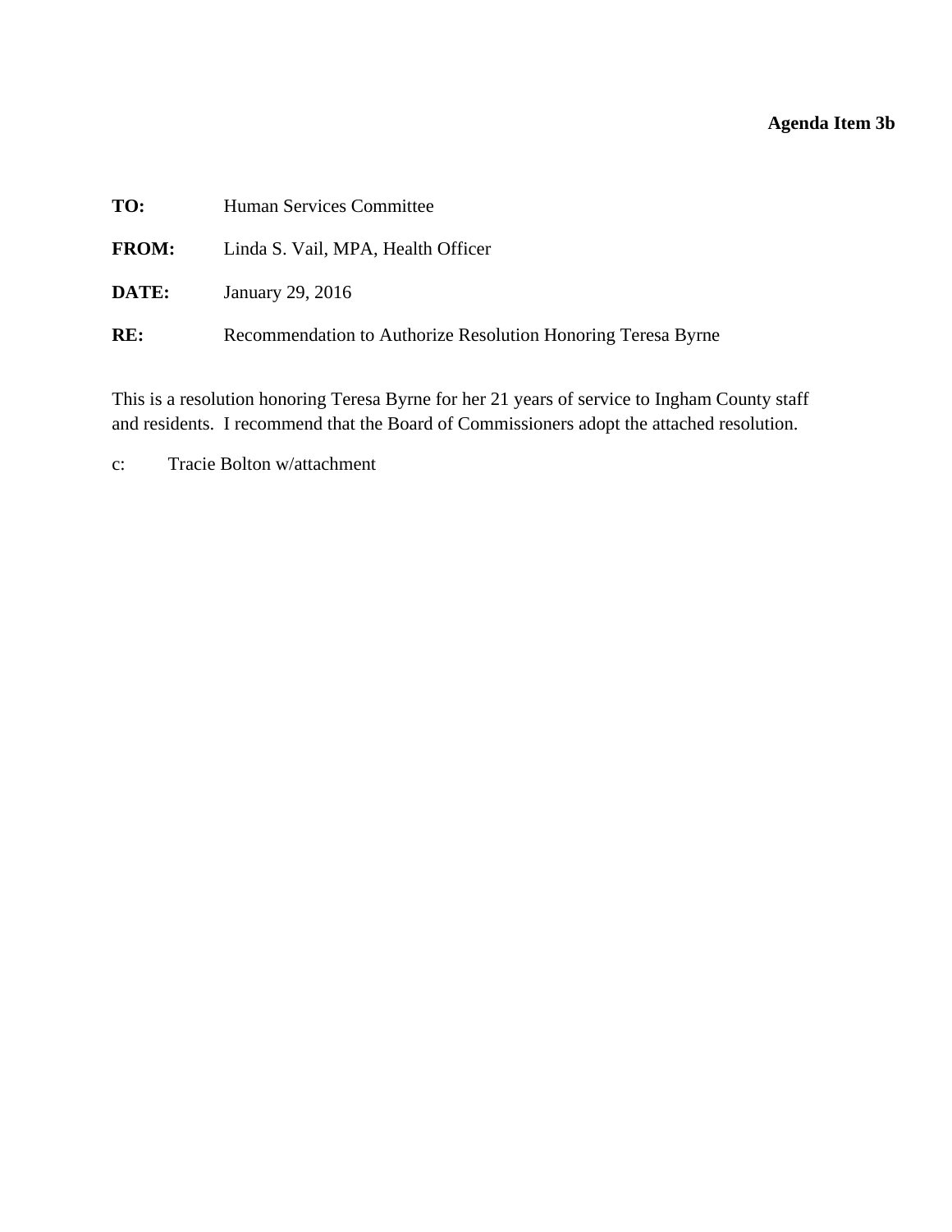**Agenda Item 3b**

**TO:** Human Services Committee

**FROM:** Linda S. Vail, MPA, Health Officer

**DATE:** January 29, 2016

**RE:** Recommendation to Authorize Resolution Honoring Teresa Byrne

This is a resolution honoring Teresa Byrne for her 21 years of service to Ingham County staff and residents. I recommend that the Board of Commissioners adopt the attached resolution.

c: Tracie Bolton w/attachment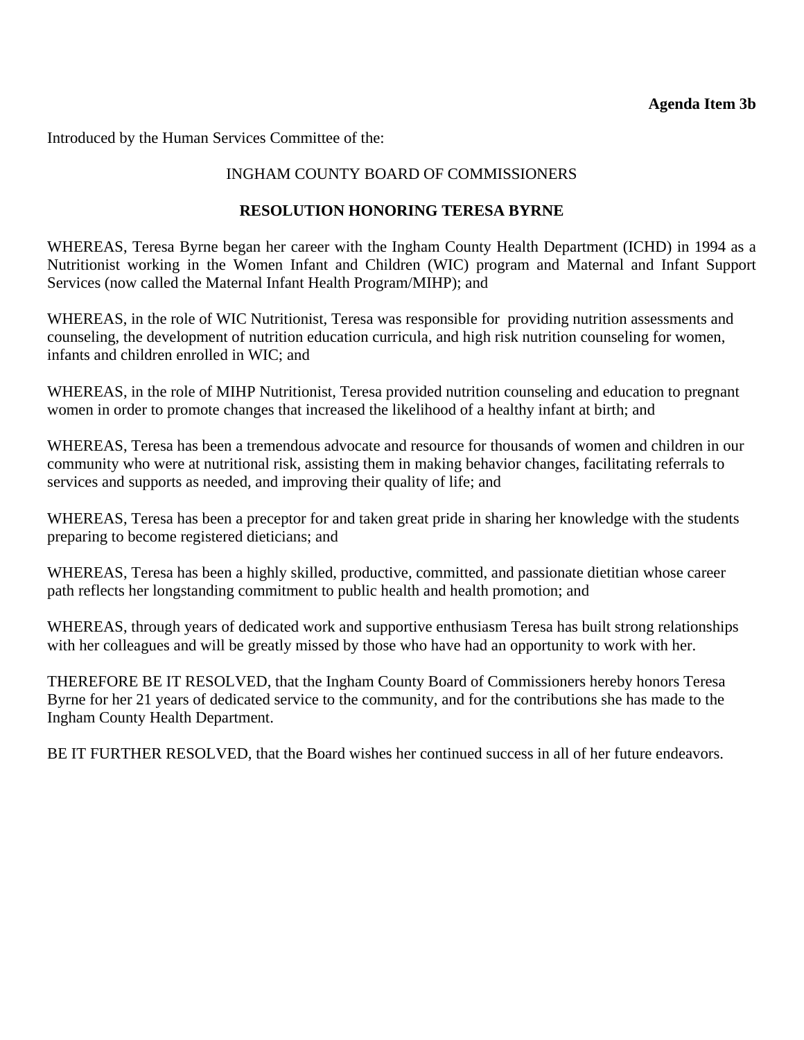**Agenda Item 3b**

Introduced by the Human Services Committee of the:

INGHAM COUNTY BOARD OF COMMISSIONERS

**RESOLUTION HONORING TERESA BYRNE**

WHEREAS, Teresa Byrne began her career with the Ingham County Health Department (ICHD) in 1994 as a Nutritionist working in the Women Infant and Children (WIC) program and Maternal and Infant Support Services (now called the Maternal Infant Health Program/MIHP); and

WHEREAS, in the role of WIC Nutritionist, Teresa was responsible for providing nutrition assessments and counseling, the development of nutrition education curricula, and high risk nutrition counseling for women, infants and children enrolled in WIC; and

WHEREAS, in the role of MIHP Nutritionist, Teresa provided nutrition counseling and education to pregnant women in order to promote changes that increased the likelihood of a healthy infant at birth; and

WHEREAS, Teresa has been a tremendous advocate and resource for thousands of women and children in our community who were at nutritional risk, assisting them in making behavior changes, facilitating referrals to services and supports as needed, and improving their quality of life; and

WHEREAS, Teresa has been a preceptor for and taken great pride in sharing her knowledge with the students preparing to become registered dieticians; and

WHEREAS, Teresa has been a highly skilled, productive, committed, and passionate dietitian whose career path reflects her longstanding commitment to public health and health promotion; and

WHEREAS, through years of dedicated work and supportive enthusiasm Teresa has built strong relationships with her colleagues and will be greatly missed by those who have had an opportunity to work with her.

THEREFORE BE IT RESOLVED, that the Ingham County Board of Commissioners hereby honors Teresa Byrne for her 21 years of dedicated service to the community, and for the contributions she has made to the Ingham County Health Department.

BE IT FURTHER RESOLVED, that the Board wishes her continued success in all of her future endeavors.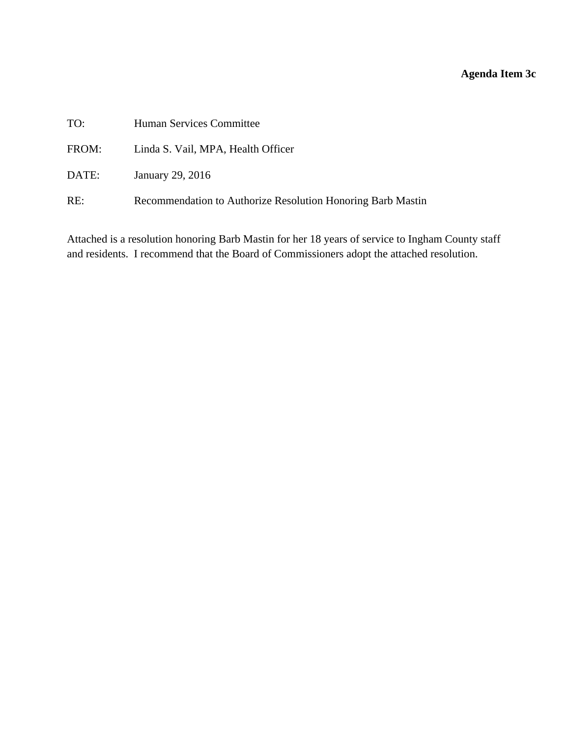**Agenda Item 3c**

TO: Human Services Committee

FROM: Linda S. Vail, MPA, Health Officer

DATE: January 29, 2016

RE: Recommendation to Authorize Resolution Honoring Barb Mastin

Attached is a resolution honoring Barb Mastin for her 18 years of service to Ingham County staff and residents. I recommend that the Board of Commissioners adopt the attached resolution.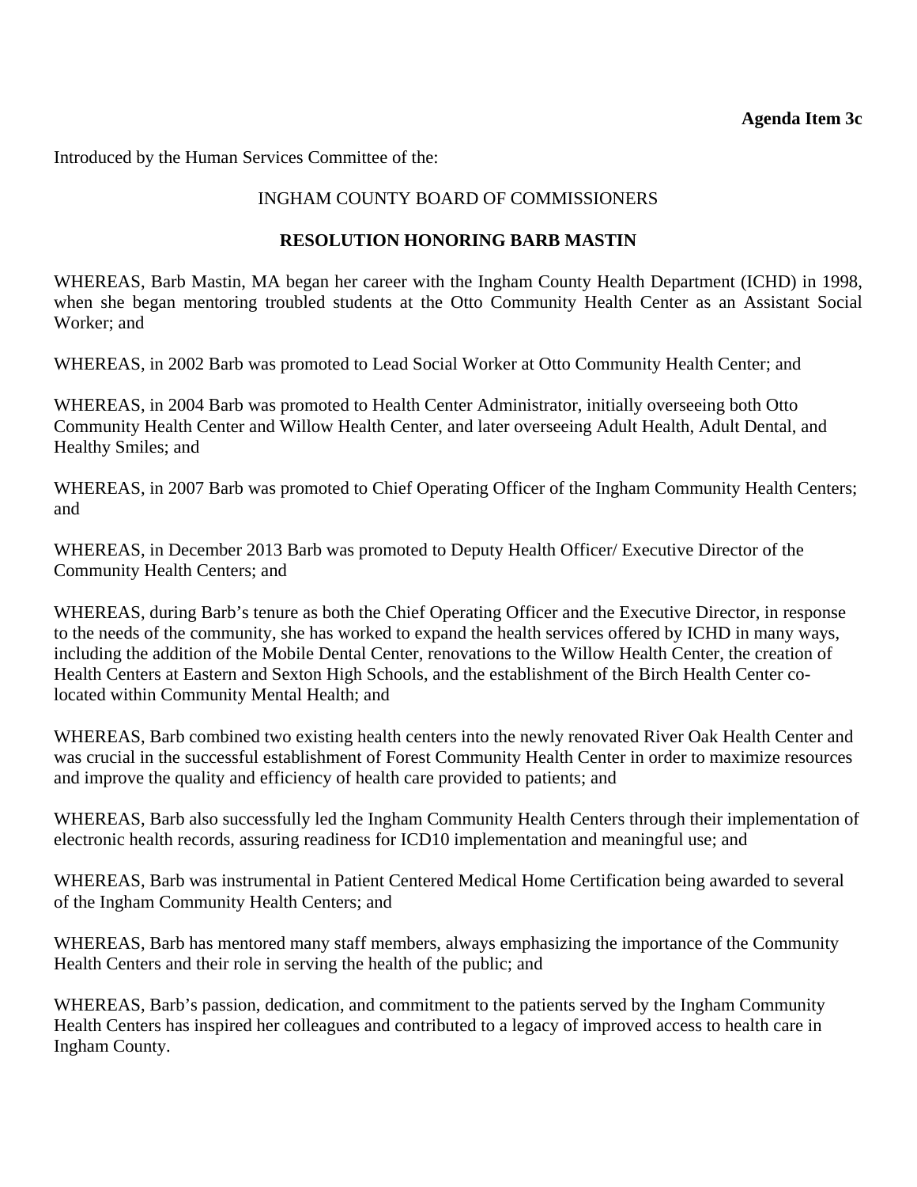**Agenda Item 3c**

Introduced by the Human Services Committee of the:

INGHAM COUNTY BOARD OF COMMISSIONERS

**RESOLUTION HONORING BARB MASTIN**

WHEREAS, Barb Mastin, MA began her career with the Ingham County Health Department (ICHD) in 1998, when she began mentoring troubled students at the Otto Community Health Center as an Assistant Social Worker; and

WHEREAS, in 2002 Barb was promoted to Lead Social Worker at Otto Community Health Center; and

WHEREAS, in 2004 Barb was promoted to Health Center Administrator, initially overseeing both Otto Community Health Center and Willow Health Center, and later overseeing Adult Health, Adult Dental, and Healthy Smiles; and

WHEREAS, in 2007 Barb was promoted to Chief Operating Officer of the Ingham Community Health Centers; and

WHEREAS, in December 2013 Barb was promoted to Deputy Health Officer/ Executive Director of the Community Health Centers; and

WHEREAS, during Barb's tenure as both the Chief Operating Officer and the Executive Director, in response to the needs of the community, she has worked to expand the health services offered by ICHD in many ways, including the addition of the Mobile Dental Center, renovations to the Willow Health Center, the creation of Health Centers at Eastern and Sexton High Schools, and the establishment of the Birch Health Center co-located within Community Mental Health; and

WHEREAS, Barb combined two existing health centers into the newly renovated River Oak Health Center and was crucial in the successful establishment of Forest Community Health Center in order to maximize resources and improve the quality and efficiency of health care provided to patients; and

WHEREAS, Barb also successfully led the Ingham Community Health Centers through their implementation of electronic health records, assuring readiness for ICD10 implementation and meaningful use; and

WHEREAS, Barb was instrumental in Patient Centered Medical Home Certification being awarded to several of the Ingham Community Health Centers; and

WHEREAS, Barb has mentored many staff members, always emphasizing the importance of the Community Health Centers and their role in serving the health of the public; and

WHEREAS, Barb's passion, dedication, and commitment to the patients served by the Ingham Community Health Centers has inspired her colleagues and contributed to a legacy of improved access to health care in Ingham County.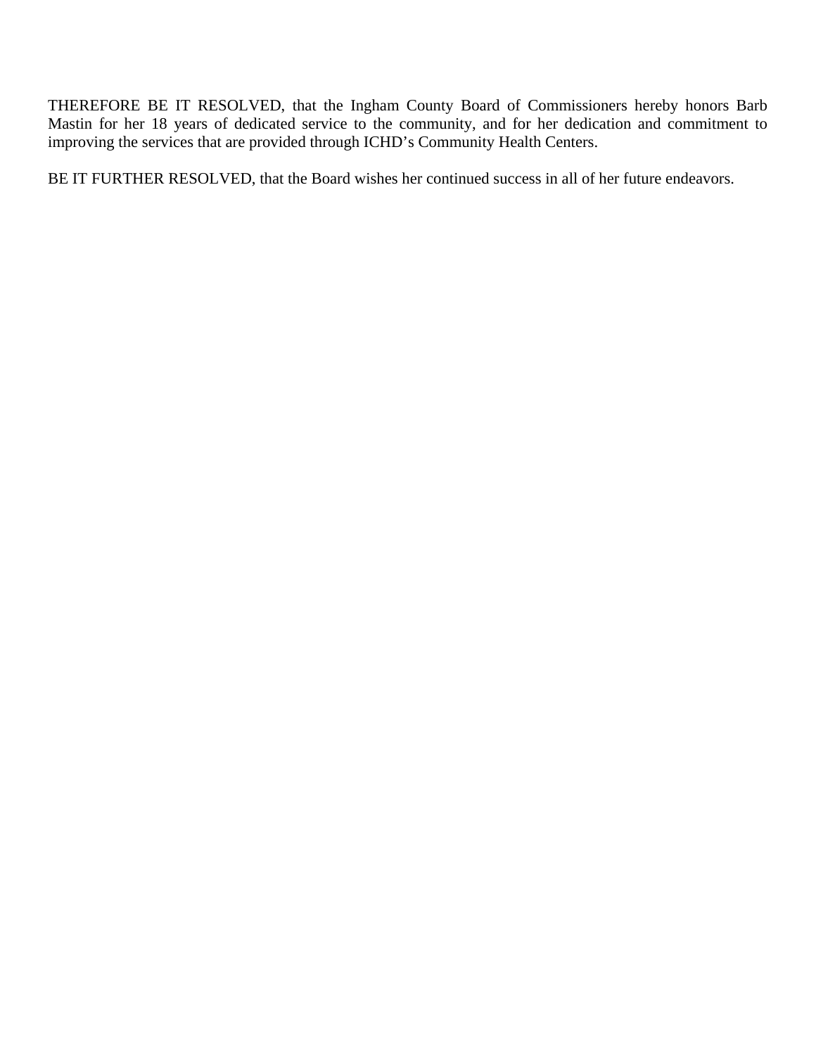THEREFORE BE IT RESOLVED, that the Ingham County Board of Commissioners hereby honors Barb Mastin for her 18 years of dedicated service to the community, and for her dedication and commitment to improving the services that are provided through ICHD's Community Health Centers.

BE IT FURTHER RESOLVED, that the Board wishes her continued success in all of her future endeavors.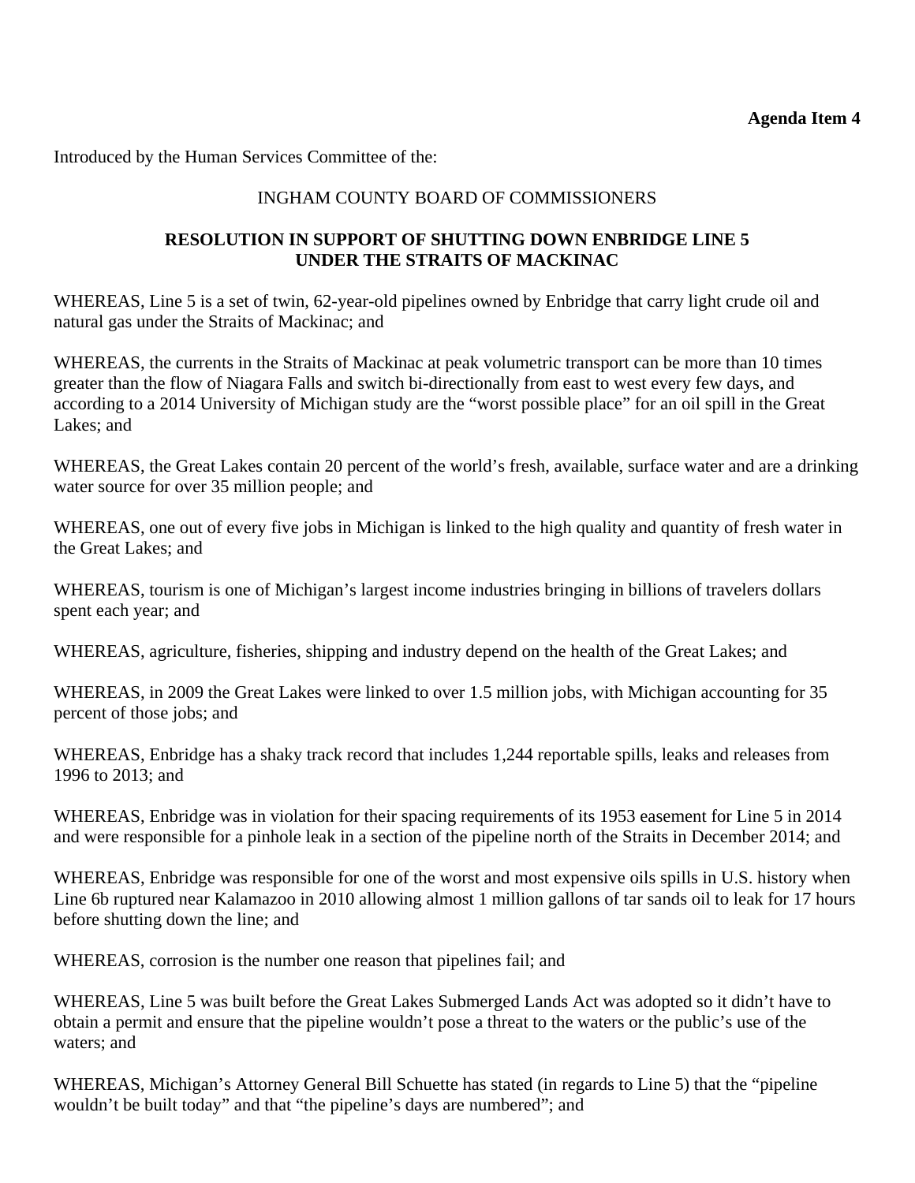**Agenda Item 4**

Introduced by the Human Services Committee of the:

INGHAM COUNTY BOARD OF COMMISSIONERS

**RESOLUTION IN SUPPORT OF SHUTTING DOWN ENBRIDGE LINE 5 UNDER THE STRAITS OF MACKINAC**

WHEREAS, Line 5 is a set of twin, 62-year-old pipelines owned by Enbridge that carry light crude oil and natural gas under the Straits of Mackinac; and

WHEREAS, the currents in the Straits of Mackinac at peak volumetric transport can be more than 10 times greater than the flow of Niagara Falls and switch bi-directionally from east to west every few days, and according to a 2014 University of Michigan study are the "worst possible place" for an oil spill in the Great Lakes; and

WHEREAS, the Great Lakes contain 20 percent of the world's fresh, available, surface water and are a drinking water source for over 35 million people; and

WHEREAS, one out of every five jobs in Michigan is linked to the high quality and quantity of fresh water in the Great Lakes; and

WHEREAS, tourism is one of Michigan's largest income industries bringing in billions of travelers dollars spent each year; and

WHEREAS, agriculture, fisheries, shipping and industry depend on the health of the Great Lakes; and

WHEREAS, in 2009 the Great Lakes were linked to over 1.5 million jobs, with Michigan accounting for 35 percent of those jobs; and

WHEREAS, Enbridge has a shaky track record that includes 1,244 reportable spills, leaks and releases from 1996 to 2013; and

WHEREAS, Enbridge was in violation for their spacing requirements of its 1953 easement for Line 5 in 2014 and were responsible for a pinhole leak in a section of the pipeline north of the Straits in December 2014; and

WHEREAS, Enbridge was responsible for one of the worst and most expensive oils spills in U.S. history when Line 6b ruptured near Kalamazoo in 2010 allowing almost 1 million gallons of tar sands oil to leak for 17 hours before shutting down the line; and

WHEREAS, corrosion is the number one reason that pipelines fail; and

WHEREAS, Line 5 was built before the Great Lakes Submerged Lands Act was adopted so it didn't have to obtain a permit and ensure that the pipeline wouldn't pose a threat to the waters or the public's use of the waters; and

WHEREAS, Michigan's Attorney General Bill Schuette has stated (in regards to Line 5) that the "pipeline wouldn't be built today" and that "the pipeline's days are numbered"; and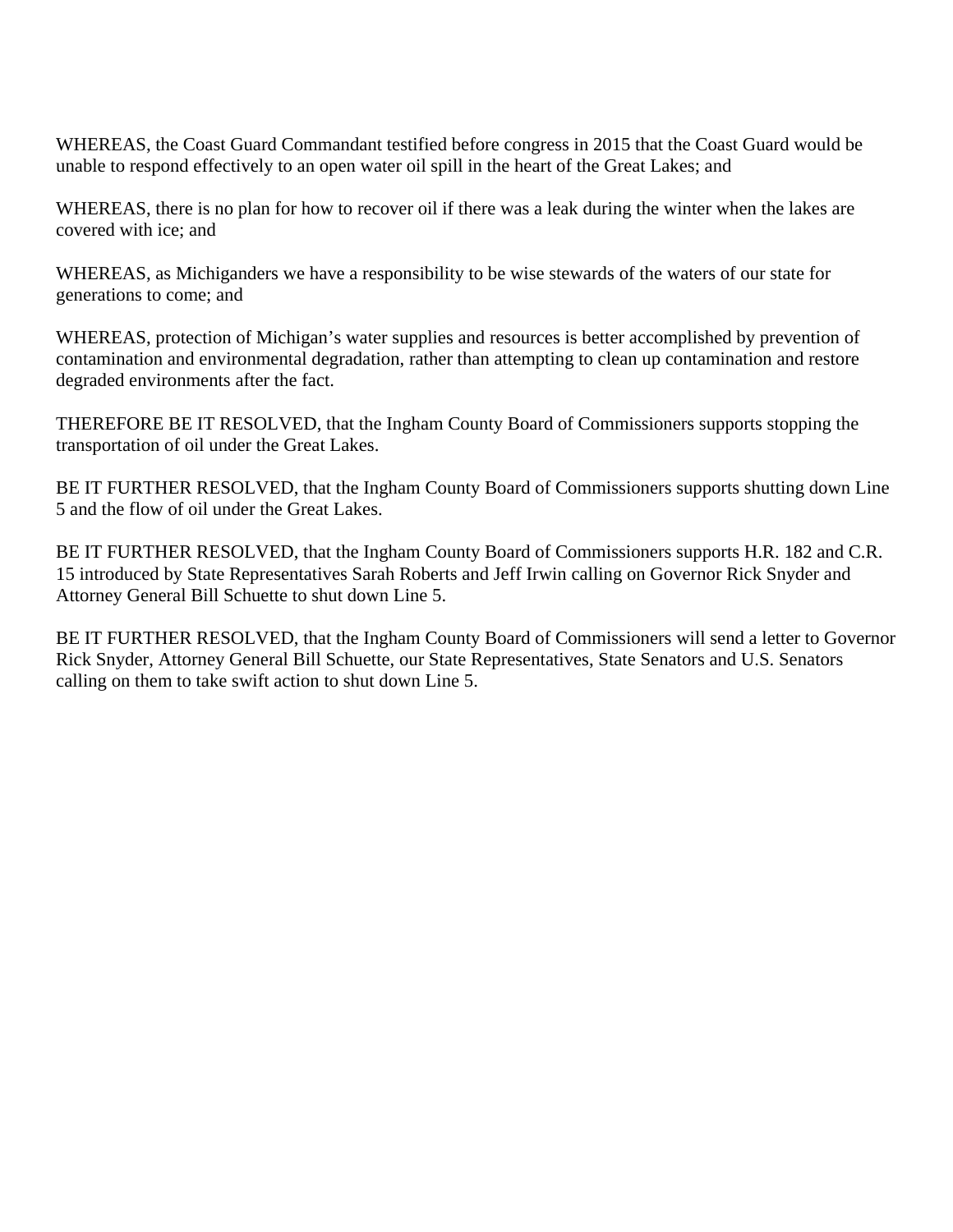WHEREAS, the Coast Guard Commandant testified before congress in 2015 that the Coast Guard would be unable to respond effectively to an open water oil spill in the heart of the Great Lakes; and

WHEREAS, there is no plan for how to recover oil if there was a leak during the winter when the lakes are covered with ice; and

WHEREAS, as Michiganders we have a responsibility to be wise stewards of the waters of our state for generations to come; and

WHEREAS, protection of Michigan's water supplies and resources is better accomplished by prevention of contamination and environmental degradation, rather than attempting to clean up contamination and restore degraded environments after the fact.

THEREFORE BE IT RESOLVED, that the Ingham County Board of Commissioners supports stopping the transportation of oil under the Great Lakes.

BE IT FURTHER RESOLVED, that the Ingham County Board of Commissioners supports shutting down Line 5 and the flow of oil under the Great Lakes.

BE IT FURTHER RESOLVED, that the Ingham County Board of Commissioners supports H.R. 182 and C.R. 15 introduced by State Representatives Sarah Roberts and Jeff Irwin calling on Governor Rick Snyder and Attorney General Bill Schuette to shut down Line 5.

BE IT FURTHER RESOLVED, that the Ingham County Board of Commissioners will send a letter to Governor Rick Snyder, Attorney General Bill Schuette, our State Representatives, State Senators and U.S. Senators calling on them to take swift action to shut down Line 5.